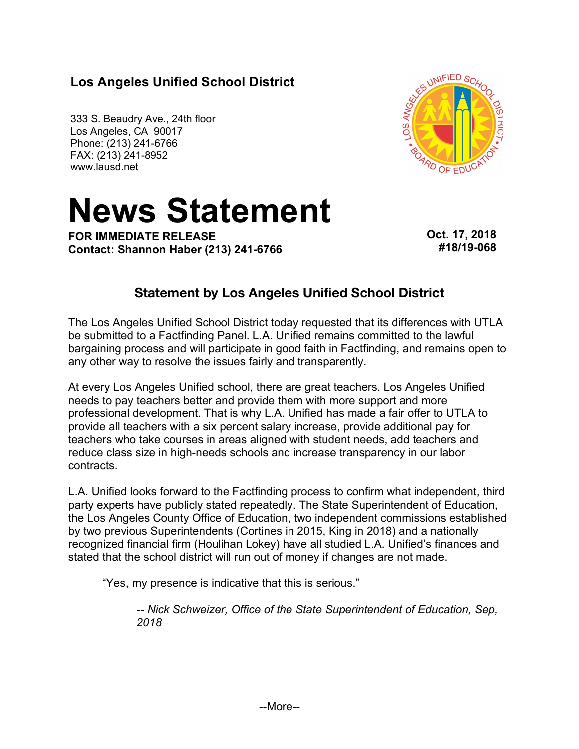**Los Angeles Unified School District**

333 S. Beaudry Ave., 24th floor
Los Angeles, CA 90017
Phone: (213) 241-6766
FAX: (213) 241-8952
www.lausd.net

# News Statement

**FOR IMMEDIATE RELEASE**
**Contact: Shannon Haber (213) 241-6766**

**Oct. 17, 2018**
**#18/19-068**

## Statement by Los Angeles Unified School District

The Los Angeles Unified School District today requested that its differences with UTLA be submitted to a Factfinding Panel. L.A. Unified remains committed to the lawful bargaining process and will participate in good faith in Factfinding, and remains open to any other way to resolve the issues fairly and transparently.

At every Los Angeles Unified school, there are great teachers. Los Angeles Unified needs to pay teachers better and provide them with more support and more professional development. That is why L.A. Unified has made a fair offer to UTLA to provide all teachers with a six percent salary increase, provide additional pay for teachers who take courses in areas aligned with student needs, add teachers and reduce class size in high-needs schools and increase transparency in our labor contracts.

L.A. Unified looks forward to the Factfinding process to confirm what independent, third party experts have publicly stated repeatedly. The State Superintendent of Education, the Los Angeles County Office of Education, two independent commissions established by two previous Superintendents (Cortines in 2015, King in 2018) and a nationally recognized financial firm (Houlihan Lokey) have all studied L.A. Unified's finances and stated that the school district will run out of money if changes are not made.

> "Yes, my presence is indicative that this is serious."
>
> *-- Nick Schweizer, Office of the State Superintendent of Education, Sep, 2018*

--More--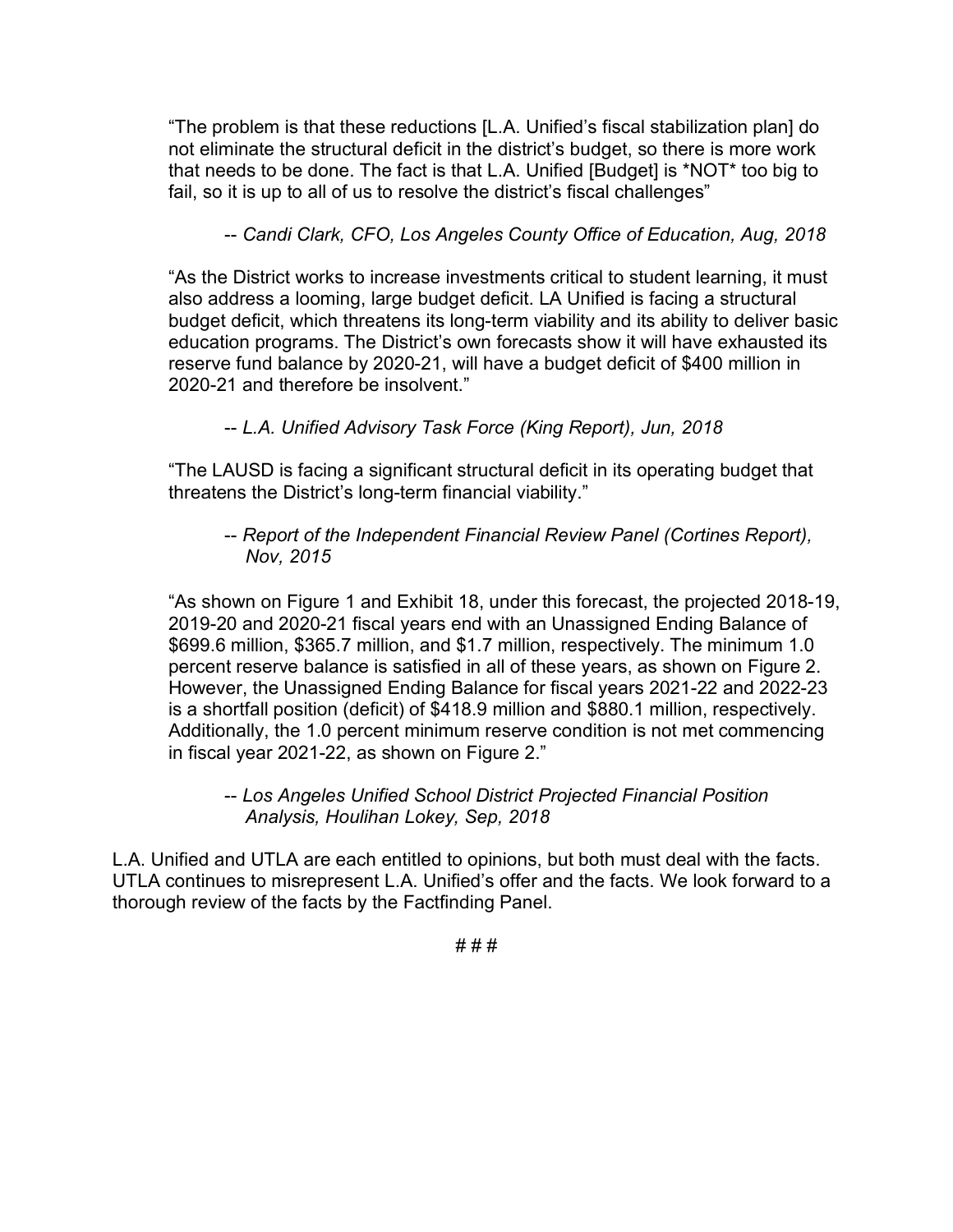> “The problem is that these reductions [L.A. Unified’s fiscal stabilization plan] do not eliminate the structural deficit in the district’s budget, so there is more work that needs to be done. The fact is that L.A. Unified [Budget] is *NOT* too big to fail, so it is up to all of us to resolve the district’s fiscal challenges”
>
> -- *Candi Clark, CFO, Los Angeles County Office of Education, Aug, 2018*
>
> “As the District works to increase investments critical to student learning, it must also address a looming, large budget deficit. LA Unified is facing a structural budget deficit, which threatens its long-term viability and its ability to deliver basic education programs. The District’s own forecasts show it will have exhausted its reserve fund balance by 2020-21, will have a budget deficit of $400 million in 2020-21 and therefore be insolvent.”
>
> -- *L.A. Unified Advisory Task Force (King Report), Jun, 2018*
>
> “The LAUSD is facing a significant structural deficit in its operating budget that threatens the District’s long-term financial viability.”
>
> -- *Report of the Independent Financial Review Panel (Cortines Report), Nov, 2015*
>
> “As shown on Figure 1 and Exhibit 18, under this forecast, the projected 2018-19, 2019-20 and 2020-21 fiscal years end with an Unassigned Ending Balance of $699.6 million, $365.7 million, and $1.7 million, respectively. The minimum 1.0 percent reserve balance is satisfied in all of these years, as shown on Figure 2. However, the Unassigned Ending Balance for fiscal years 2021-22 and 2022-23 is a shortfall position (deficit) of $418.9 million and $880.1 million, respectively. Additionally, the 1.0 percent minimum reserve condition is not met commencing in fiscal year 2021-22, as shown on Figure 2.”
>
> -- *Los Angeles Unified School District Projected Financial Position Analysis, Houlihan Lokey, Sep, 2018*

L.A. Unified and UTLA are each entitled to opinions, but both must deal with the facts. UTLA continues to misrepresent L.A. Unified’s offer and the facts. We look forward to a thorough review of the facts by the Factfinding Panel.

# # #